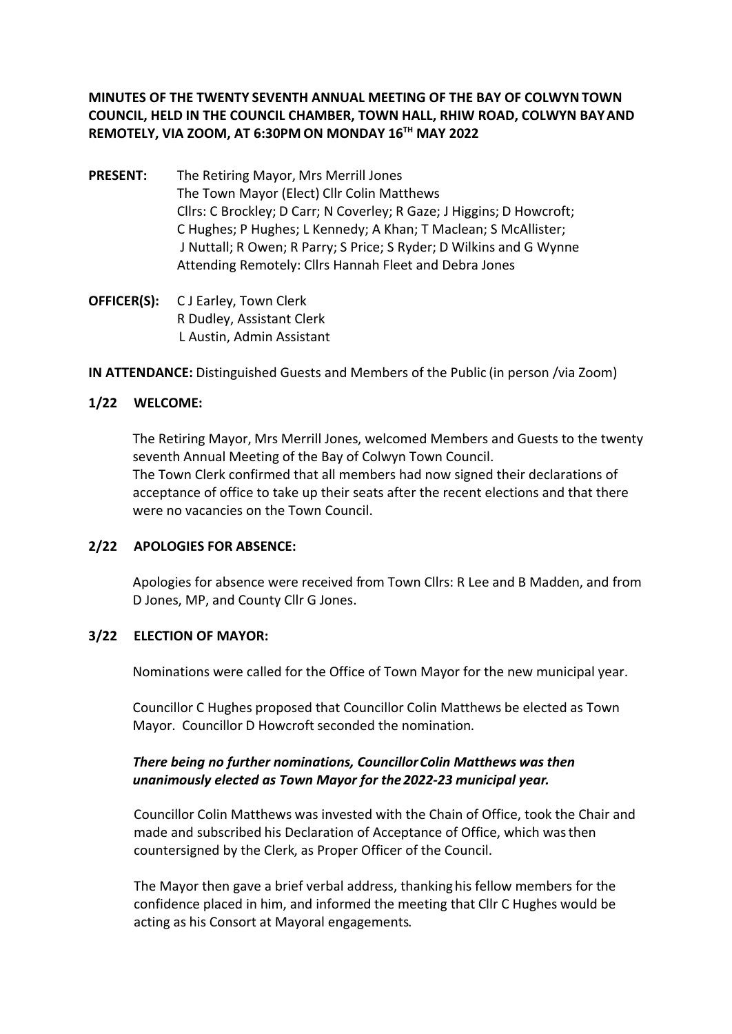**MINUTES OF THE TWENTY SEVENTH ANNUAL MEETING OF THE BAY OF COLWYN TOWN COUNCIL, HELD IN THE COUNCIL CHAMBER, TOWN HALL, RHIW ROAD, COLWYN BAY AND REMOTELY, VIA ZOOM, AT 6:30PM ON MONDAY 16TH MAY 2022**

**PRESENT:** The Retiring Mayor, Mrs Merrill Jones
The Town Mayor (Elect) Cllr Colin Matthews
Cllrs: C Brockley; D Carr; N Coverley; R Gaze; J Higgins; D Howcroft; C Hughes; P Hughes; L Kennedy; A Khan; T Maclean; S McAllister; J Nuttall; R Owen; R Parry; S Price; S Ryder; D Wilkins and G Wynne
Attending Remotely: Cllrs Hannah Fleet and Debra Jones

**OFFICER(S):** C J Earley, Town Clerk
R Dudley, Assistant Clerk
L Austin, Admin Assistant

**IN ATTENDANCE:** Distinguished Guests and Members of the Public (in person /via Zoom)

**1/22 WELCOME:**

The Retiring Mayor, Mrs Merrill Jones, welcomed Members and Guests to the twenty seventh Annual Meeting of the Bay of Colwyn Town Council.
The Town Clerk confirmed that all members had now signed their declarations of acceptance of office to take up their seats after the recent elections and that there were no vacancies on the Town Council.

**2/22 APOLOGIES FOR ABSENCE:**

Apologies for absence were received from Town Cllrs: R Lee and B Madden, and from D Jones, MP, and County Cllr G Jones.

**3/22 ELECTION OF MAYOR:**

Nominations were called for the Office of Town Mayor for the new municipal year.

Councillor C Hughes proposed that Councillor Colin Matthews be elected as Town Mayor. Councillor D Howcroft seconded the nomination.

***There being no further nominations, Councillor Colin Matthews was then unanimously elected as Town Mayor for the 2022-23 municipal year.***

Councillor Colin Matthews was invested with the Chain of Office, took the Chair and made and subscribed his Declaration of Acceptance of Office, which was then countersigned by the Clerk, as Proper Officer of the Council.

The Mayor then gave a brief verbal address, thanking his fellow members for the confidence placed in him, and informed the meeting that Cllr C Hughes would be acting as his Consort at Mayoral engagements.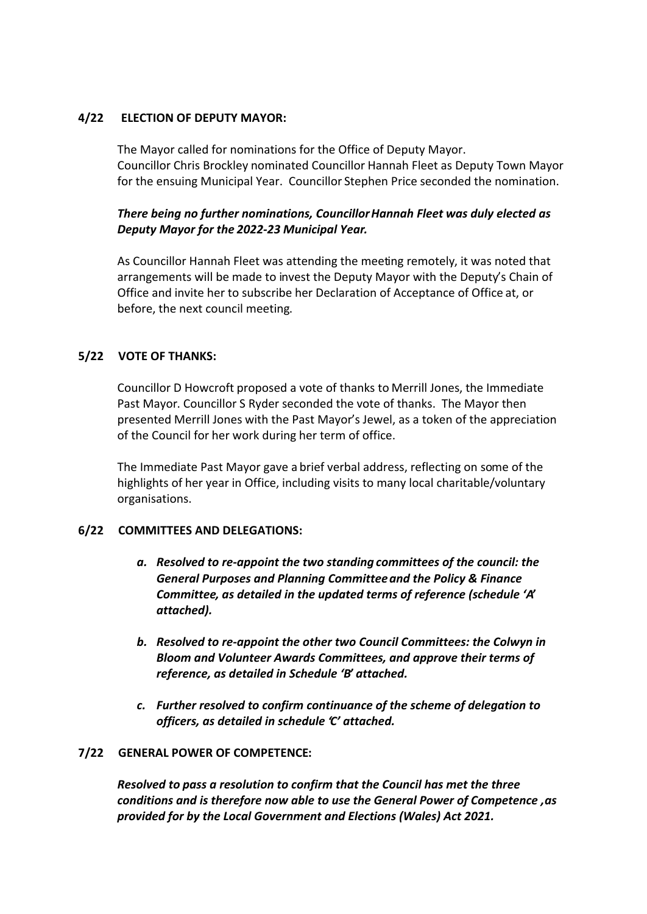**4/22 ELECTION OF DEPUTY MAYOR:**

The Mayor called for nominations for the Office of Deputy Mayor.
Councillor Chris Brockley nominated Councillor Hannah Fleet as Deputy Town Mayor for the ensuing Municipal Year. Councillor Stephen Price seconded the nomination.

***There being no further nominations, Councillor Hannah Fleet was duly elected as Deputy Mayor for the 2022-23 Municipal Year.***

As Councillor Hannah Fleet was attending the meeting remotely, it was noted that arrangements will be made to invest the Deputy Mayor with the Deputy's Chain of Office and invite her to subscribe her Declaration of Acceptance of Office at, or before, the next council meeting.

**5/22 VOTE OF THANKS:**

Councillor D Howcroft proposed a vote of thanks to Merrill Jones, the Immediate Past Mayor. Councillor S Ryder seconded the vote of thanks. The Mayor then presented Merrill Jones with the Past Mayor's Jewel, as a token of the appreciation of the Council for her work during her term of office.

The Immediate Past Mayor gave a brief verbal address, reflecting on some of the highlights of her year in Office, including visits to many local charitable/voluntary organisations.

**6/22 COMMITTEES AND DELEGATIONS:**

*a.* ***Resolved to re-appoint the two standing committees of the council: the General Purposes and Planning Committee and the Policy & Finance Committee, as detailed in the updated terms of reference (schedule 'A' attached).***

*b.* ***Resolved to re-appoint the other two Council Committees: the Colwyn in Bloom and Volunteer Awards Committees, and approve their terms of reference, as detailed in Schedule 'B' attached.***

*c.* ***Further resolved to confirm continuance of the scheme of delegation to officers, as detailed in schedule 'C' attached.***

**7/22 GENERAL POWER OF COMPETENCE:**

***Resolved to pass a resolution to confirm that the Council has met the three conditions and is therefore now able to use the General Power of Competence ,as provided for by the Local Government and Elections (Wales) Act 2021.***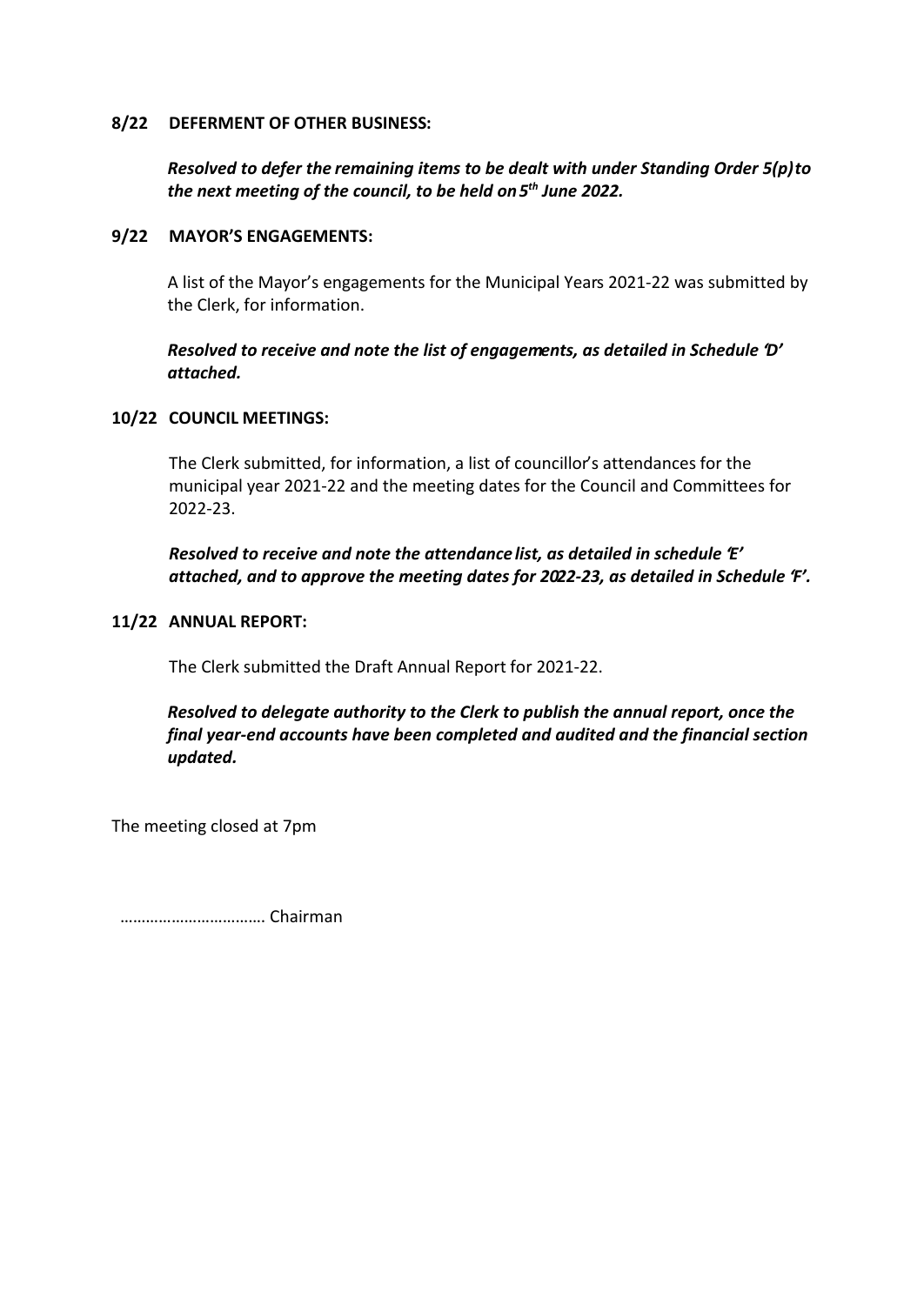**8/22 DEFERMENT OF OTHER BUSINESS:**

***Resolved to defer the remaining items to be dealt with under Standing Order 5(p) to the next meeting of the council, to be held on 5th June 2022.***

**9/22 MAYOR'S ENGAGEMENTS:**

A list of the Mayor's engagements for the Municipal Years 2021-22 was submitted by the Clerk, for information.

***Resolved to receive and note the list of engagements, as detailed in Schedule 'D' attached.***

**10/22 COUNCIL MEETINGS:**

The Clerk submitted, for information, a list of councillor's attendances for the municipal year 2021-22 and the meeting dates for the Council and Committees for 2022-23.

***Resolved to receive and note the attendance list, as detailed in schedule 'E' attached, and to approve the meeting dates for 2022-23, as detailed in Schedule 'F'.***

**11/22 ANNUAL REPORT:**

The Clerk submitted the Draft Annual Report for 2021-22.

***Resolved to delegate authority to the Clerk to publish the annual report, once the final year-end accounts have been completed and audited and the financial section updated.***

The meeting closed at 7pm

……………………………. Chairman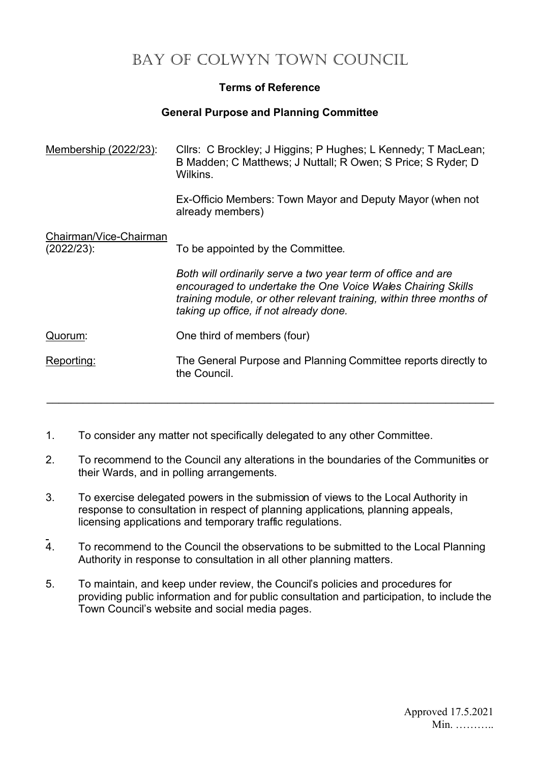# BAY OF COLWYN TOWN COUNCIL

**Terms of Reference**

**General Purpose and Planning Committee**

| | |
|---|---|
| Membership (2022/23): | Cllrs: C Brockley; J Higgins; P Hughes; L Kennedy; T MacLean; B Madden; C Matthews; J Nuttall; R Owen; S Price; S Ryder; D Wilkins.<br><br>Ex-Officio Members: Town Mayor and Deputy Mayor (when not already members) |
| Chairman/Vice-Chairman (2022/23): | To be appointed by the Committee.<br><br>*Both will ordinarily serve a two year term of office and are encouraged to undertake the One Voice Wales Chairing Skills training module, or other relevant training, within three months of taking up office, if not already done.* |
| Quorum: | One third of members (four) |
| Reporting: | The General Purpose and Planning Committee reports directly to the Council. |

---

1. To consider any matter not specifically delegated to any other Committee.
2. To recommend to the Council any alterations in the boundaries of the Communities or their Wards, and in polling arrangements.
3. To exercise delegated powers in the submission of views to the Local Authority in response to consultation in respect of planning applications, planning appeals, licensing applications and temporary traffic regulations.
4. To recommend to the Council the observations to be submitted to the Local Planning Authority in response to consultation in all other planning matters.
5. To maintain, and keep under review, the Council's policies and procedures for providing public information and for public consultation and participation, to include the Town Council's website and social media pages.

Approved 17.5.2021
Min. ………..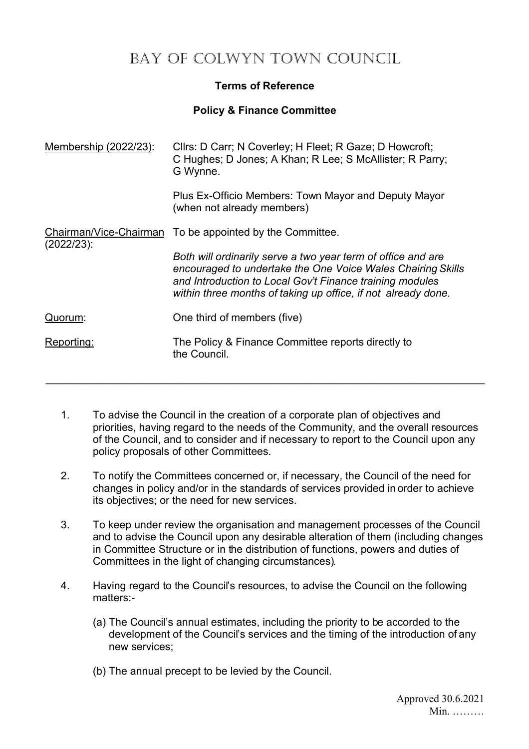# BAY OF COLWYN TOWN COUNCIL

**Terms of Reference**

**Policy & Finance Committee**

| | |
|---|---|
| Membership (2022/23): | Cllrs: D Carr; N Coverley; H Fleet; R Gaze; D Howcroft; C Hughes; D Jones; A Khan; R Lee; S McAllister; R Parry; G Wynne. |
| | Plus Ex-Officio Members: Town Mayor and Deputy Mayor (when not already members) |
| Chairman/Vice-Chairman (2022/23): | To be appointed by the Committee. |
| | *Both will ordinarily serve a two year term of office and are encouraged to undertake the One Voice Wales Chairing Skills and Introduction to Local Gov't Finance training modules within three months of taking up office, if not already done.* |
| Quorum: | One third of members (five) |
| Reporting: | The Policy & Finance Committee reports directly to the Council. |

---

1. To advise the Council in the creation of a corporate plan of objectives and priorities, having regard to the needs of the Community, and the overall resources of the Council, and to consider and if necessary to report to the Council upon any policy proposals of other Committees.

2. To notify the Committees concerned or, if necessary, the Council of the need for changes in policy and/or in the standards of services provided in order to achieve its objectives; or the need for new services.

3. To keep under review the organisation and management processes of the Council and to advise the Council upon any desirable alteration of them (including changes in Committee Structure or in the distribution of functions, powers and duties of Committees in the light of changing circumstances).

4. Having regard to the Council's resources, to advise the Council on the following matters:-

   (a) The Council's annual estimates, including the priority to be accorded to the development of the Council's services and the timing of the introduction of any new services;

   (b) The annual precept to be levied by the Council.

Approved 30.6.2021
Min. ………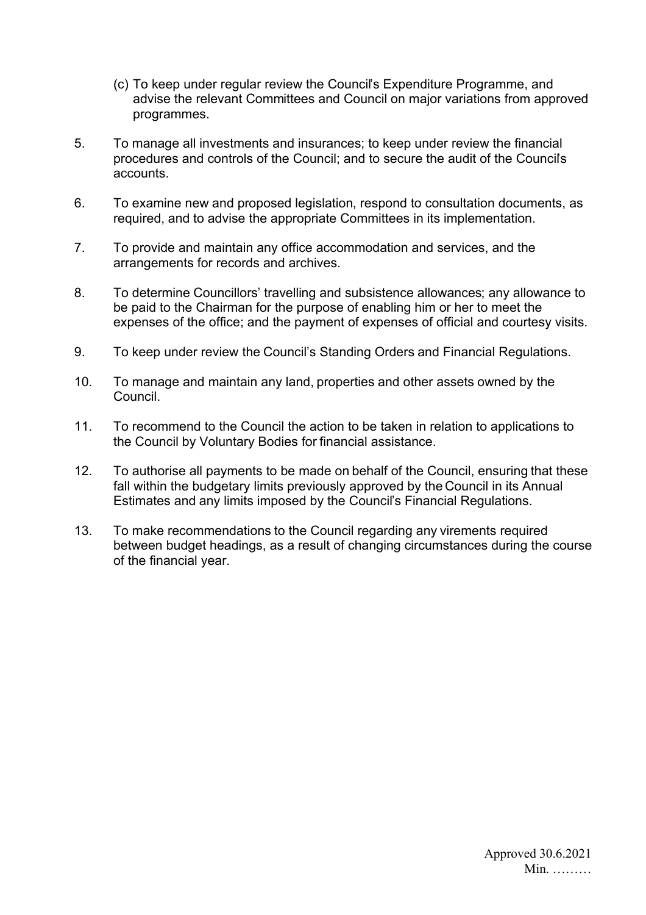(c) To keep under regular review the Council's Expenditure Programme, and advise the relevant Committees and Council on major variations from approved programmes.

5. To manage all investments and insurances; to keep under review the financial procedures and controls of the Council; and to secure the audit of the Council's accounts.

6. To examine new and proposed legislation, respond to consultation documents, as required, and to advise the appropriate Committees in its implementation.

7. To provide and maintain any office accommodation and services, and the arrangements for records and archives.

8. To determine Councillors' travelling and subsistence allowances; any allowance to be paid to the Chairman for the purpose of enabling him or her to meet the expenses of the office; and the payment of expenses of official and courtesy visits.

9. To keep under review the Council's Standing Orders and Financial Regulations.

10. To manage and maintain any land, properties and other assets owned by the Council.

11. To recommend to the Council the action to be taken in relation to applications to the Council by Voluntary Bodies for financial assistance.

12. To authorise all payments to be made on behalf of the Council, ensuring that these fall within the budgetary limits previously approved by the Council in its Annual Estimates and any limits imposed by the Council's Financial Regulations.

13. To make recommendations to the Council regarding any virements required between budget headings, as a result of changing circumstances during the course of the financial year.

Approved 30.6.2021
Min. ………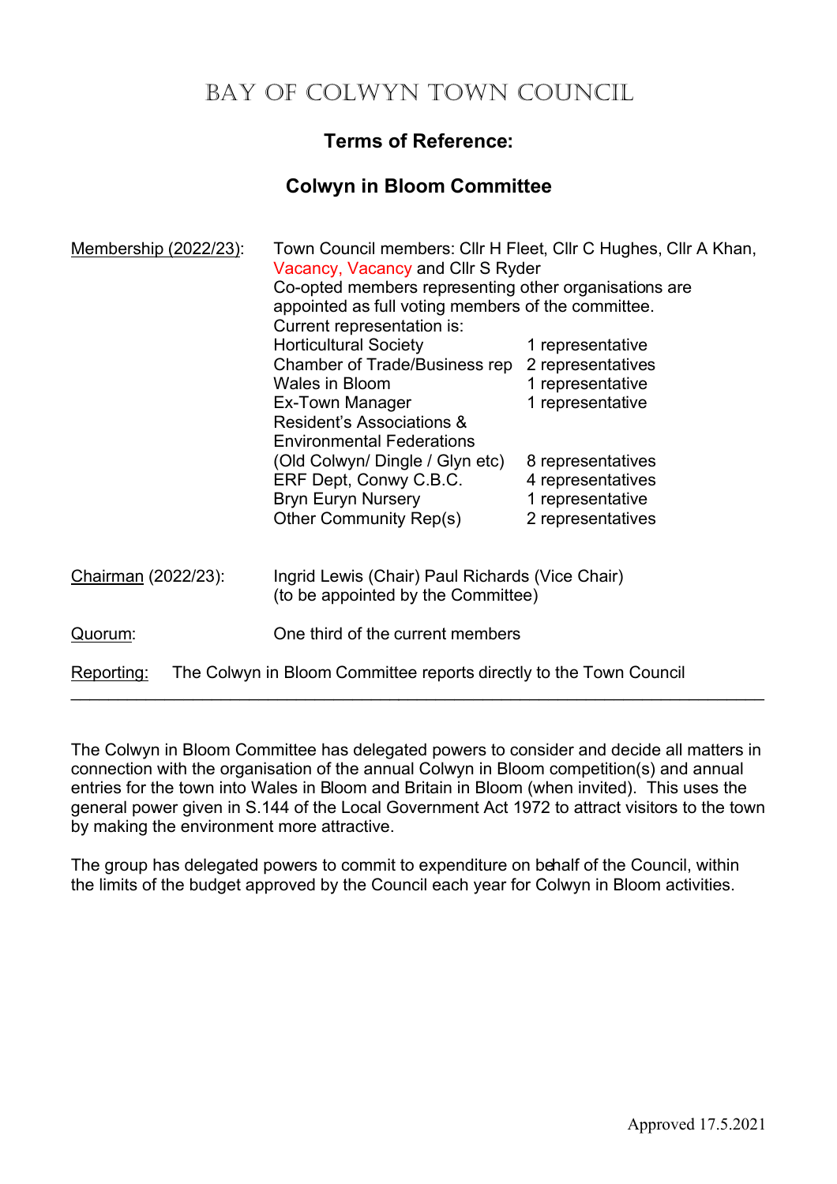# BAY OF COLWYN TOWN COUNCIL

## Terms of Reference:

## Colwyn in Bloom Committee

Membership (2022/23): Town Council members: Cllr H Fleet, Cllr C Hughes, Cllr A Khan, Vacancy, Vacancy and Cllr S Ryder
Co-opted members representing other organisations are appointed as full voting members of the committee.
Current representation is:

| Organisation | Representation |
|---|---|
| Horticultural Society | 1 representative |
| Chamber of Trade/Business rep | 2 representatives |
| Wales in Bloom | 1 representative |
| Ex-Town Manager | 1 representative |
| Resident's Associations & Environmental Federations (Old Colwyn/ Dingle / Glyn etc) | 8 representatives |
| ERF Dept, Conwy C.B.C. | 4 representatives |
| Bryn Euryn Nursery | 1 representative |
| Other Community Rep(s) | 2 representatives |

Chairman (2022/23): Ingrid Lewis (Chair) Paul Richards (Vice Chair) (to be appointed by the Committee)

Quorum: One third of the current members

Reporting: The Colwyn in Bloom Committee reports directly to the Town Council

---

The Colwyn in Bloom Committee has delegated powers to consider and decide all matters in connection with the organisation of the annual Colwyn in Bloom competition(s) and annual entries for the town into Wales in Bloom and Britain in Bloom (when invited). This uses the general power given in S.144 of the Local Government Act 1972 to attract visitors to the town by making the environment more attractive.

The group has delegated powers to commit to expenditure on behalf of the Council, within the limits of the budget approved by the Council each year for Colwyn in Bloom activities.

Approved 17.5.2021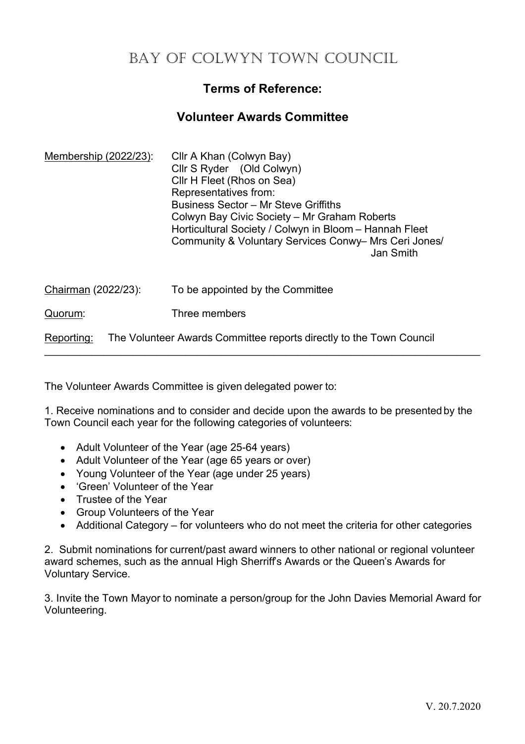# BAY OF COLWYN TOWN COUNCIL

## Terms of Reference:

## Volunteer Awards Committee

| | |
|---|---|
| Membership (2022/23): | Cllr A Khan (Colwyn Bay)<br>Cllr S Ryder (Old Colwyn)<br>Cllr H Fleet (Rhos on Sea)<br>Representatives from:<br>Business Sector – Mr Steve Griffiths<br>Colwyn Bay Civic Society – Mr Graham Roberts<br>Horticultural Society / Colwyn in Bloom – Hannah Fleet<br>Community & Voluntary Services Conwy– Mrs Ceri Jones/ Jan Smith |
| Chairman (2022/23): | To be appointed by the Committee |
| Quorum: | Three members |

Reporting: The Volunteer Awards Committee reports directly to the Town Council

---

The Volunteer Awards Committee is given delegated power to:

1. Receive nominations and to consider and decide upon the awards to be presented by the Town Council each year for the following categories of volunteers:

- Adult Volunteer of the Year (age 25-64 years)
- Adult Volunteer of the Year (age 65 years or over)
- Young Volunteer of the Year (age under 25 years)
- 'Green' Volunteer of the Year
- Trustee of the Year
- Group Volunteers of the Year
- Additional Category – for volunteers who do not meet the criteria for other categories

2. Submit nominations for current/past award winners to other national or regional volunteer award schemes, such as the annual High Sherriff's Awards or the Queen's Awards for Voluntary Service.

3. Invite the Town Mayor to nominate a person/group for the John Davies Memorial Award for Volunteering.

V. 20.7.2020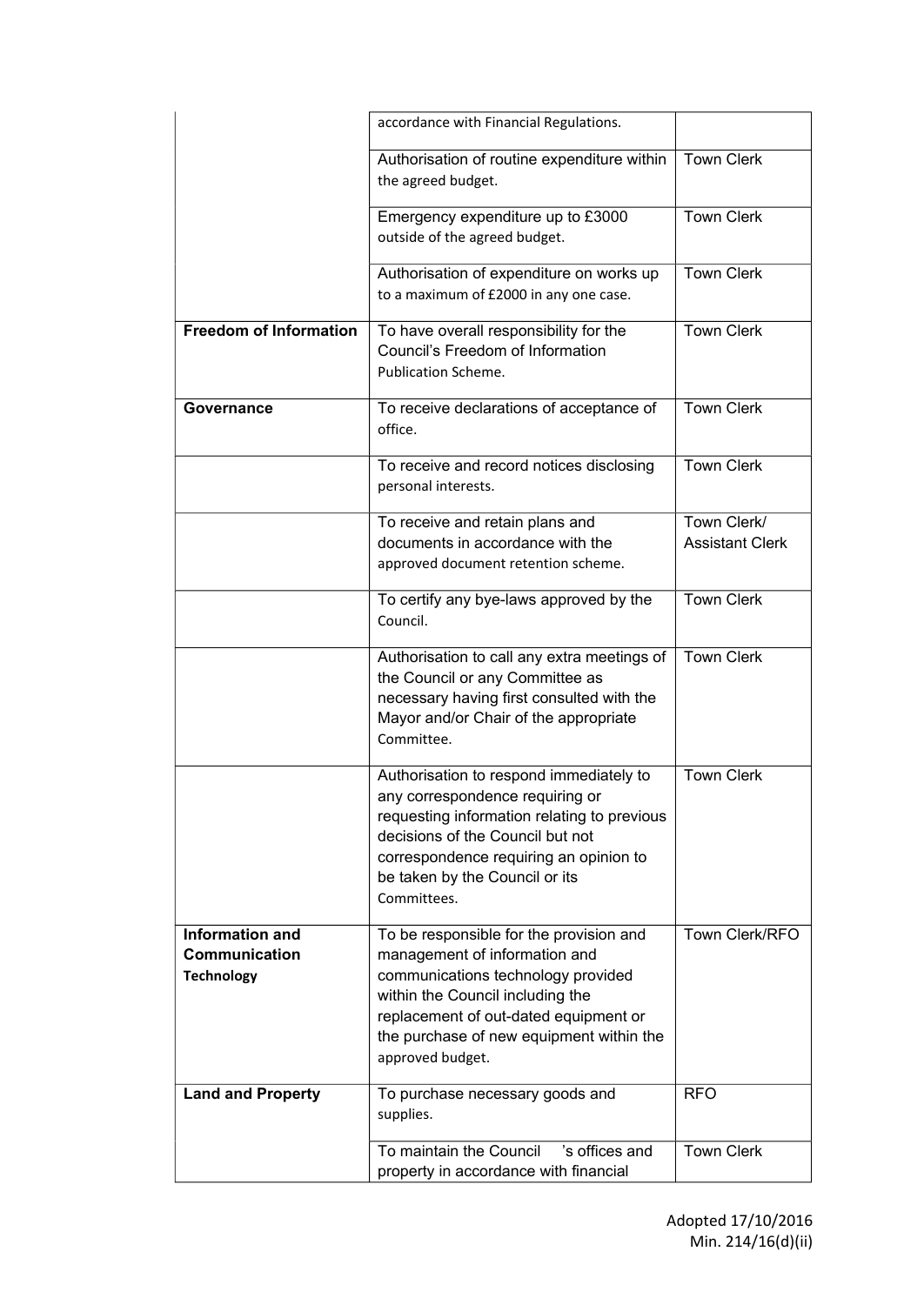| | | |
|---|---|---|
| | accordance with Financial Regulations. | |
| | Authorisation of routine expenditure within the agreed budget. | Town Clerk |
| | Emergency expenditure up to £3000 outside of the agreed budget. | Town Clerk |
| | Authorisation of expenditure on works up to a maximum of £2000 in any one case. | Town Clerk |
| **Freedom of Information** | To have overall responsibility for the Council's Freedom of Information Publication Scheme. | Town Clerk |
| **Governance** | To receive declarations of acceptance of office. | Town Clerk |
| | To receive and record notices disclosing personal interests. | Town Clerk |
| | To receive and retain plans and documents in accordance with the approved document retention scheme. | Town Clerk/ Assistant Clerk |
| | To certify any bye-laws approved by the Council. | Town Clerk |
| | Authorisation to call any extra meetings of the Council or any Committee as necessary having first consulted with the Mayor and/or Chair of the appropriate Committee. | Town Clerk |
| | Authorisation to respond immediately to any correspondence requiring or requesting information relating to previous decisions of the Council but not correspondence requiring an opinion to be taken by the Council or its Committees. | Town Clerk |
| **Information and Communication Technology** | To be responsible for the provision and management of information and communications technology provided within the Council including the replacement of out-dated equipment or the purchase of new equipment within the approved budget. | Town Clerk/RFO |
| **Land and Property** | To purchase necessary goods and supplies. | RFO |
| | To maintain the Council's offices and property in accordance with financial | Town Clerk |

Adopted 17/10/2016
Min. 214/16(d)(ii)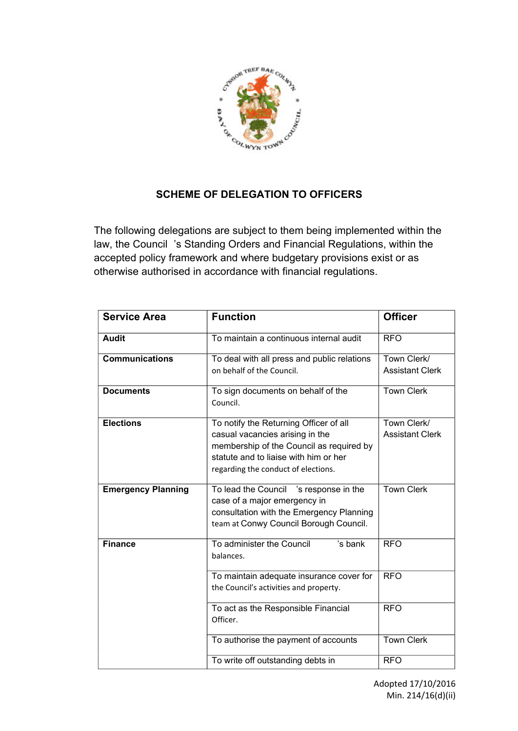## SCHEME OF DELEGATION TO OFFICERS

The following delegations are subject to them being implemented within the law, the Council's Standing Orders and Financial Regulations, within the accepted policy framework and where budgetary provisions exist or as otherwise authorised in accordance with financial regulations.

| Service Area | Function | Officer |
|---|---|---|
| **Audit** | To maintain a continuous internal audit | RFO |
| **Communications** | To deal with all press and public relations on behalf of the Council. | Town Clerk/ Assistant Clerk |
| **Documents** | To sign documents on behalf of the Council. | Town Clerk |
| **Elections** | To notify the Returning Officer of all casual vacancies arising in the membership of the Council as required by statute and to liaise with him or her regarding the conduct of elections. | Town Clerk/ Assistant Clerk |
| **Emergency Planning** | To lead the Council's response in the case of a major emergency in consultation with the Emergency Planning team at Conwy Council Borough Council. | Town Clerk |
| **Finance** | To administer the Council's bank balances. | RFO |
| | To maintain adequate insurance cover for the Council's activities and property. | RFO |
| | To act as the Responsible Financial Officer. | RFO |
| | To authorise the payment of accounts | Town Clerk |
| | To write off outstanding debts in | RFO |

Adopted 17/10/2016
Min. 214/16(d)(ii)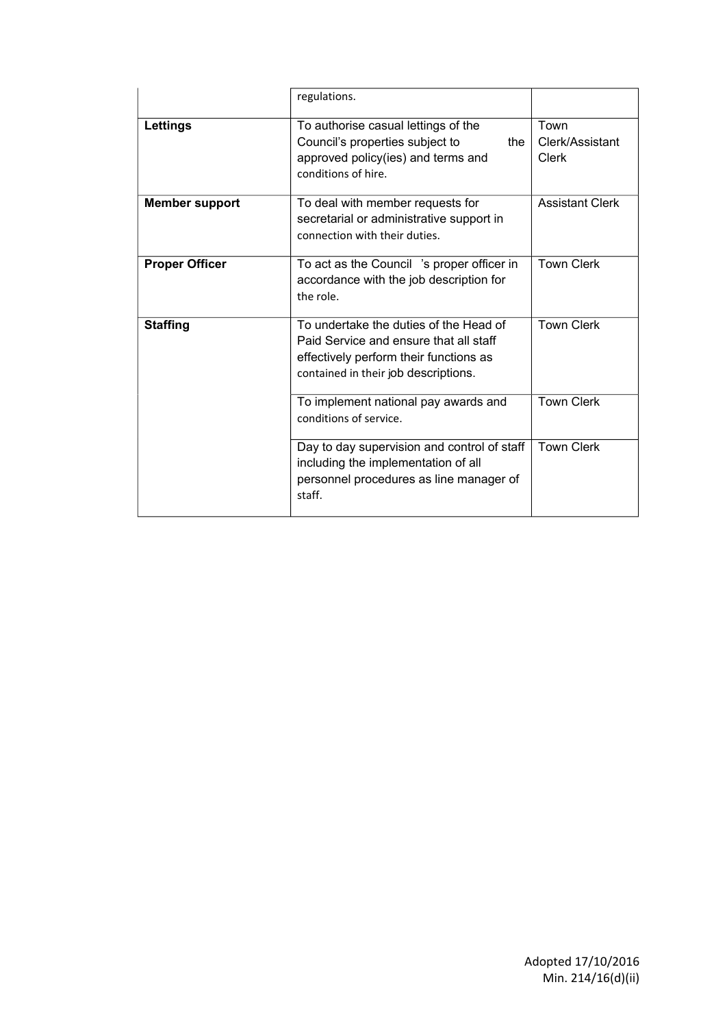| | | |
|---|---|---|
| | regulations. | |
| **Lettings** | To authorise casual lettings of the Council's properties subject to the approved policy(ies) and terms and conditions of hire. | Town Clerk/Assistant Clerk |
| **Member support** | To deal with member requests for secretarial or administrative support in connection with their duties. | Assistant Clerk |
| **Proper Officer** | To act as the Council 's proper officer in accordance with the job description for the role. | Town Clerk |
| **Staffing** | To undertake the duties of the Head of Paid Service and ensure that all staff effectively perform their functions as contained in their job descriptions. | Town Clerk |
| | To implement national pay awards and conditions of service. | Town Clerk |
| | Day to day supervision and control of staff including the implementation of all personnel procedures as line manager of staff. | Town Clerk |

Adopted 17/10/2016
Min. 214/16(d)(ii)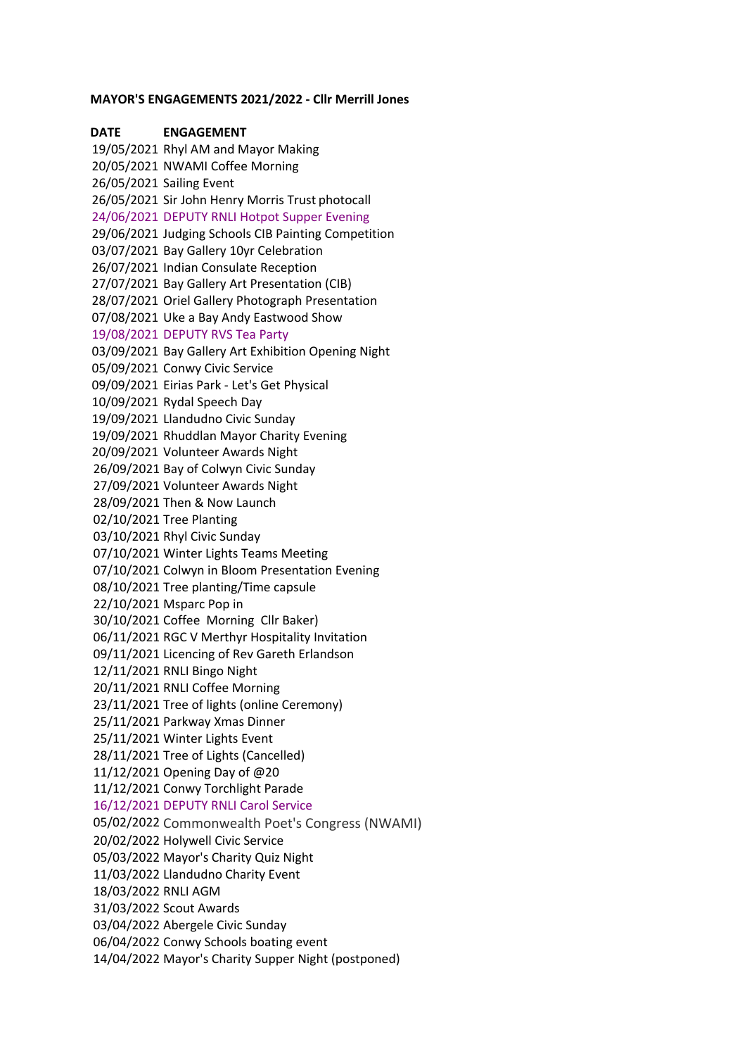**MAYOR'S ENGAGEMENTS 2021/2022 - Cllr Merrill Jones**

| DATE | ENGAGEMENT |
|---|---|
| 19/05/2021 | Rhyl AM and Mayor Making |
| 20/05/2021 | NWAMI Coffee Morning |
| 26/05/2021 | Sailing Event |
| 26/05/2021 | Sir John Henry Morris Trust photocall |
| 24/06/2021 | DEPUTY RNLI Hotpot Supper Evening |
| 29/06/2021 | Judging Schools CIB Painting Competition |
| 03/07/2021 | Bay Gallery 10yr Celebration |
| 26/07/2021 | Indian Consulate Reception |
| 27/07/2021 | Bay Gallery Art Presentation (CIB) |
| 28/07/2021 | Oriel Gallery Photograph Presentation |
| 07/08/2021 | Uke a Bay Andy Eastwood Show |
| 19/08/2021 | DEPUTY RVS Tea Party |
| 03/09/2021 | Bay Gallery Art Exhibition Opening Night |
| 05/09/2021 | Conwy Civic Service |
| 09/09/2021 | Eirias Park - Let's Get Physical |
| 10/09/2021 | Rydal Speech Day |
| 19/09/2021 | Llandudno Civic Sunday |
| 19/09/2021 | Rhuddlan Mayor Charity Evening |
| 20/09/2021 | Volunteer Awards Night |
| 26/09/2021 | Bay of Colwyn Civic Sunday |
| 27/09/2021 | Volunteer Awards Night |
| 28/09/2021 | Then & Now Launch |
| 02/10/2021 | Tree Planting |
| 03/10/2021 | Rhyl Civic Sunday |
| 07/10/2021 | Winter Lights Teams Meeting |
| 07/10/2021 | Colwyn in Bloom Presentation Evening |
| 08/10/2021 | Tree planting/Time capsule |
| 22/10/2021 | Msparc Pop in |
| 30/10/2021 | Coffee Morning Cllr Baker) |
| 06/11/2021 | RGC V Merthyr Hospitality Invitation |
| 09/11/2021 | Licencing of Rev Gareth Erlandson |
| 12/11/2021 | RNLI Bingo Night |
| 20/11/2021 | RNLI Coffee Morning |
| 23/11/2021 | Tree of lights (online Ceremony) |
| 25/11/2021 | Parkway Xmas Dinner |
| 25/11/2021 | Winter Lights Event |
| 28/11/2021 | Tree of Lights (Cancelled) |
| 11/12/2021 | Opening Day of @20 |
| 11/12/2021 | Conwy Torchlight Parade |
| 16/12/2021 | DEPUTY RNLI Carol Service |
| 05/02/2022 | Commonwealth Poet's Congress (NWAMI) |
| 20/02/2022 | Holywell Civic Service |
| 05/03/2022 | Mayor's Charity Quiz Night |
| 11/03/2022 | Llandudno Charity Event |
| 18/03/2022 | RNLI AGM |
| 31/03/2022 | Scout Awards |
| 03/04/2022 | Abergele Civic Sunday |
| 06/04/2022 | Conwy Schools boating event |
| 14/04/2022 | Mayor's Charity Supper Night (postponed) |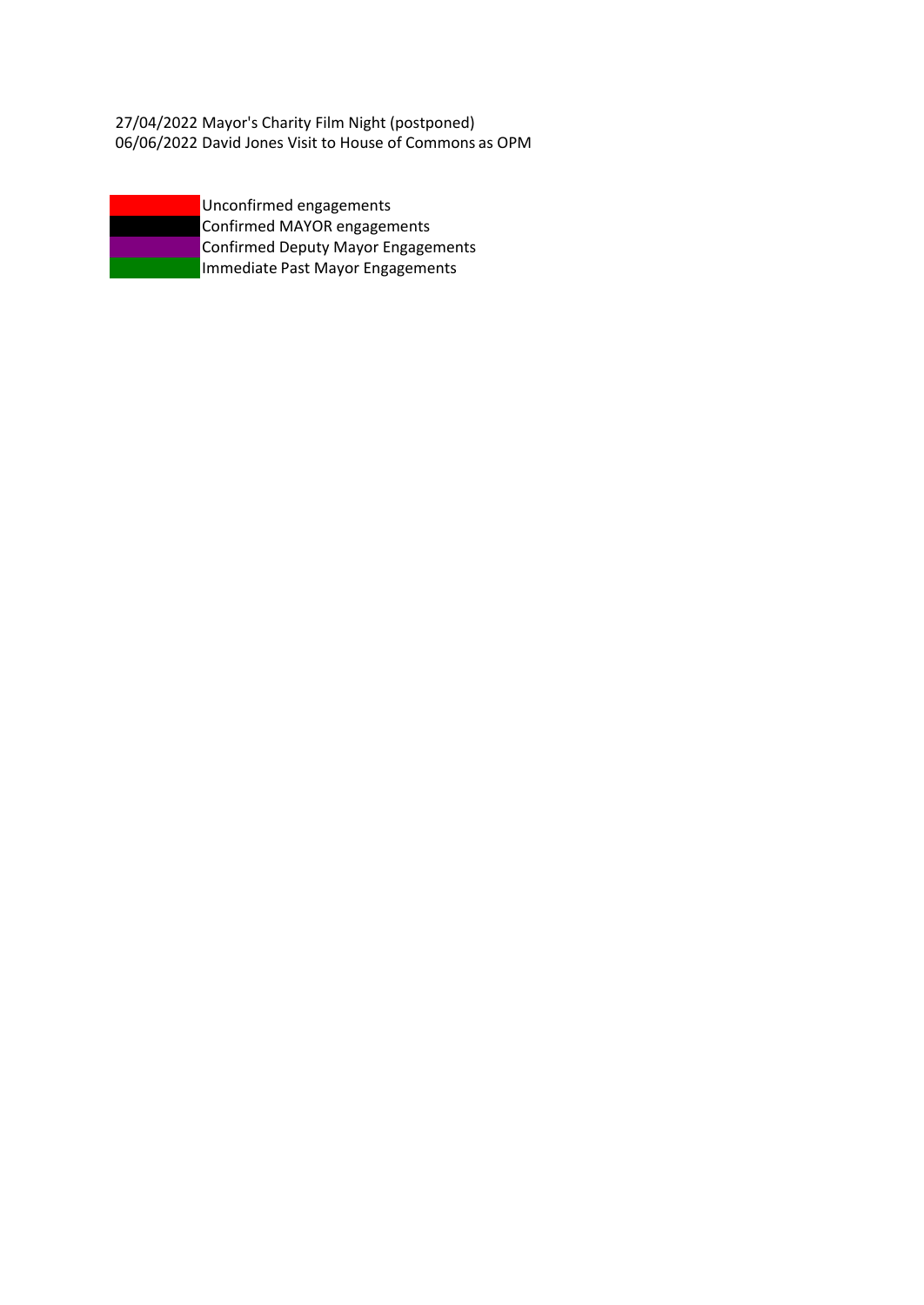27/04/2022 Mayor's Charity Film Night (postponed)
06/06/2022 David Jones Visit to House of Commons as OPM

Unconfirmed engagements
Confirmed MAYOR engagements
Confirmed Deputy Mayor Engagements
Immediate Past Mayor Engagements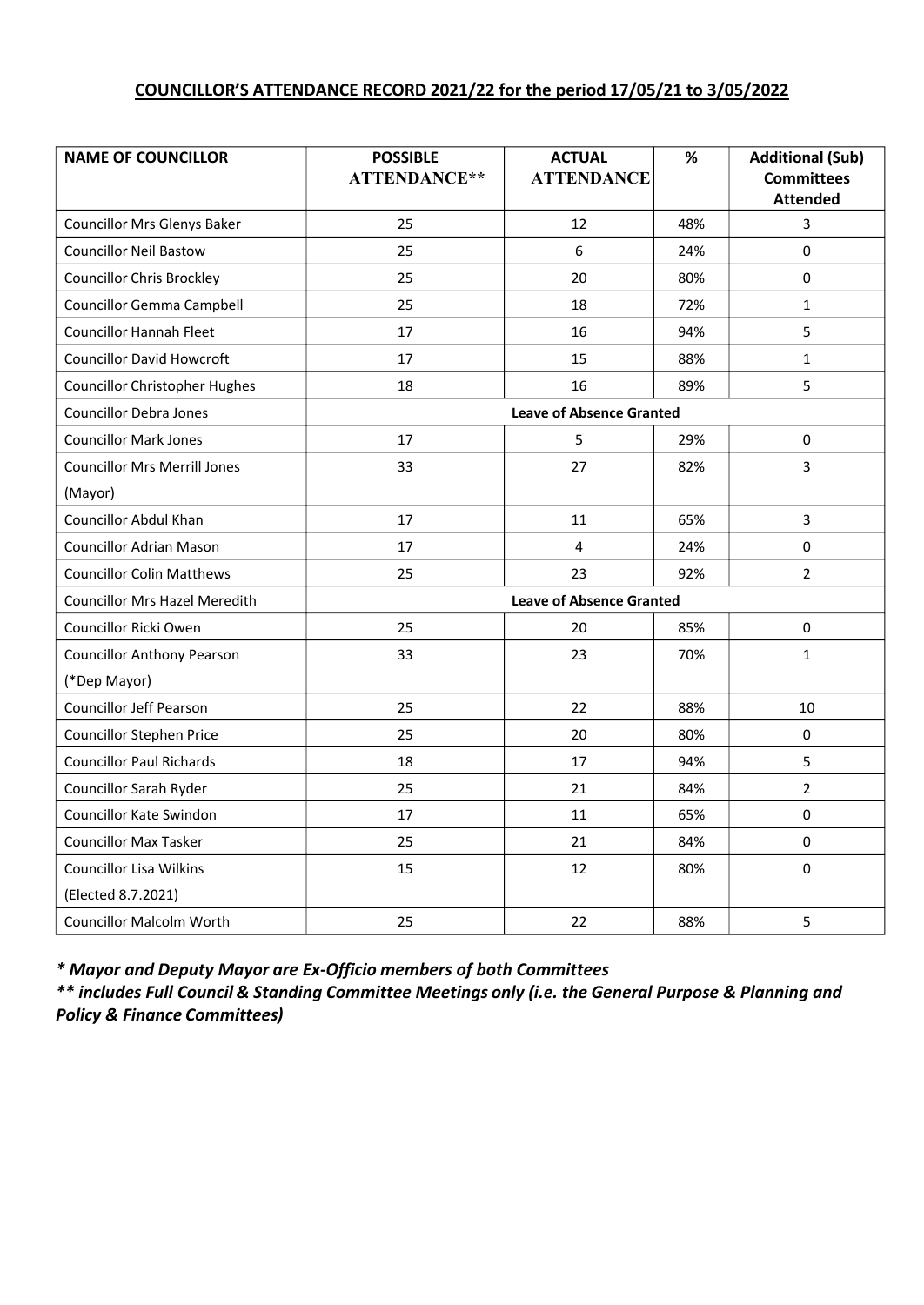**COUNCILLOR'S ATTENDANCE RECORD 2021/22 for the period 17/05/21 to 3/05/2022**

| NAME OF COUNCILLOR | POSSIBLE ATTENDANCE** | ACTUAL ATTENDANCE | % | Additional (Sub) Committees Attended |
|---|---|---|---|---|
| Councillor Mrs Glenys Baker | 25 | 12 | 48% | 3 |
| Councillor Neil Bastow | 25 | 6 | 24% | 0 |
| Councillor Chris Brockley | 25 | 20 | 80% | 0 |
| Councillor Gemma Campbell | 25 | 18 | 72% | 1 |
| Councillor Hannah Fleet | 17 | 16 | 94% | 5 |
| Councillor David Howcroft | 17 | 15 | 88% | 1 |
| Councillor Christopher Hughes | 18 | 16 | 89% | 5 |
| Councillor Debra Jones | **Leave of Absence Granted** | | | |
| Councillor Mark Jones | 17 | 5 | 29% | 0 |
| Councillor Mrs Merrill Jones (Mayor) | 33 | 27 | 82% | 3 |
| Councillor Abdul Khan | 17 | 11 | 65% | 3 |
| Councillor Adrian Mason | 17 | 4 | 24% | 0 |
| Councillor Colin Matthews | 25 | 23 | 92% | 2 |
| Councillor Mrs Hazel Meredith | **Leave of Absence Granted** | | | |
| Councillor Ricki Owen | 25 | 20 | 85% | 0 |
| Councillor Anthony Pearson (*Dep Mayor) | 33 | 23 | 70% | 1 |
| Councillor Jeff Pearson | 25 | 22 | 88% | 10 |
| Councillor Stephen Price | 25 | 20 | 80% | 0 |
| Councillor Paul Richards | 18 | 17 | 94% | 5 |
| Councillor Sarah Ryder | 25 | 21 | 84% | 2 |
| Councillor Kate Swindon | 17 | 11 | 65% | 0 |
| Councillor Max Tasker | 25 | 21 | 84% | 0 |
| Councillor Lisa Wilkins (Elected 8.7.2021) | 15 | 12 | 80% | 0 |
| Councillor Malcolm Worth | 25 | 22 | 88% | 5 |

***** Mayor and Deputy Mayor are Ex-Officio members of both Committees***

***** includes Full Council & Standing Committee Meetings only (i.e. the General Purpose & Planning and Policy & Finance Committees)***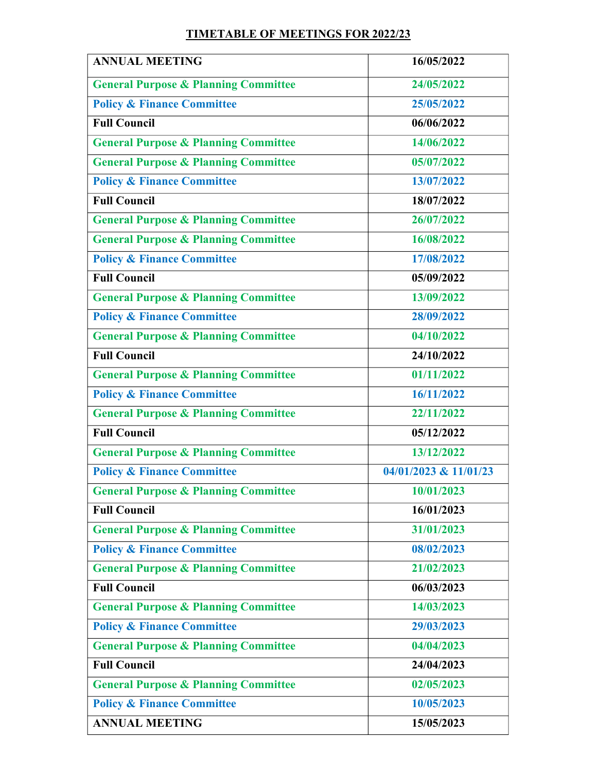# TIMETABLE OF MEETINGS FOR 2022/23

| | |
|---|---|
| **ANNUAL MEETING** | **16/05/2022** |
| **General Purpose & Planning Committee** | **24/05/2022** |
| **Policy & Finance Committee** | **25/05/2022** |
| **Full Council** | **06/06/2022** |
| **General Purpose & Planning Committee** | **14/06/2022** |
| **General Purpose & Planning Committee** | **05/07/2022** |
| **Policy & Finance Committee** | **13/07/2022** |
| **Full Council** | **18/07/2022** |
| **General Purpose & Planning Committee** | **26/07/2022** |
| **General Purpose & Planning Committee** | **16/08/2022** |
| **Policy & Finance Committee** | **17/08/2022** |
| **Full Council** | **05/09/2022** |
| **General Purpose & Planning Committee** | **13/09/2022** |
| **Policy & Finance Committee** | **28/09/2022** |
| **General Purpose & Planning Committee** | **04/10/2022** |
| **Full Council** | **24/10/2022** |
| **General Purpose & Planning Committee** | **01/11/2022** |
| **Policy & Finance Committee** | **16/11/2022** |
| **General Purpose & Planning Committee** | **22/11/2022** |
| **Full Council** | **05/12/2022** |
| **General Purpose & Planning Committee** | **13/12/2022** |
| **Policy & Finance Committee** | **04/01/2023 & 11/01/23** |
| **General Purpose & Planning Committee** | **10/01/2023** |
| **Full Council** | **16/01/2023** |
| **General Purpose & Planning Committee** | **31/01/2023** |
| **Policy & Finance Committee** | **08/02/2023** |
| **General Purpose & Planning Committee** | **21/02/2023** |
| **Full Council** | **06/03/2023** |
| **General Purpose & Planning Committee** | **14/03/2023** |
| **Policy & Finance Committee** | **29/03/2023** |
| **General Purpose & Planning Committee** | **04/04/2023** |
| **Full Council** | **24/04/2023** |
| **General Purpose & Planning Committee** | **02/05/2023** |
| **Policy & Finance Committee** | **10/05/2023** |
| **ANNUAL MEETING** | **15/05/2023** |